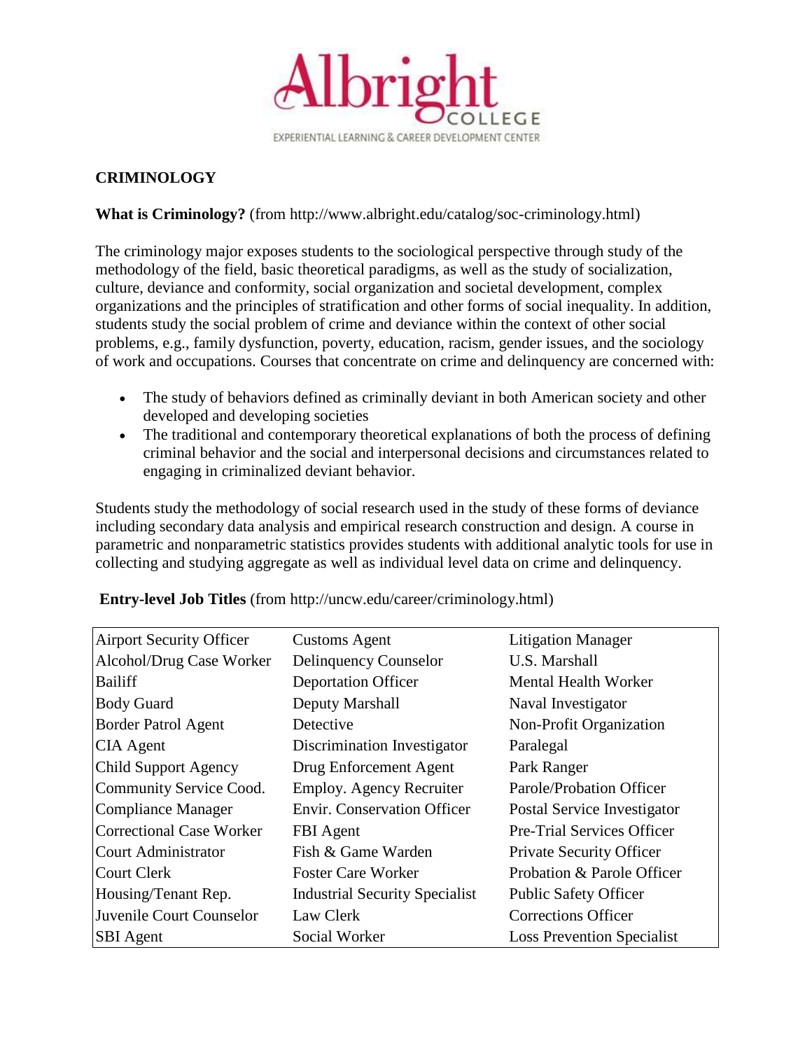Albright College

EXPERIENTIAL LEARNING & CAREER DEVELOPMENT CENTER

## CRIMINOLOGY

**What is Criminology?** (from http://www.albright.edu/catalog/soc-criminology.html)

The criminology major exposes students to the sociological perspective through study of the methodology of the field, basic theoretical paradigms, as well as the study of socialization, culture, deviance and conformity, social organization and societal development, complex organizations and the principles of stratification and other forms of social inequality. In addition, students study the social problem of crime and deviance within the context of other social problems, e.g., family dysfunction, poverty, education, racism, gender issues, and the sociology of work and occupations. Courses that concentrate on crime and delinquency are concerned with:

- The study of behaviors defined as criminally deviant in both American society and other developed and developing societies
- The traditional and contemporary theoretical explanations of both the process of defining criminal behavior and the social and interpersonal decisions and circumstances related to engaging in criminalized deviant behavior.

Students study the methodology of social research used in the study of these forms of deviance including secondary data analysis and empirical research construction and design. A course in parametric and nonparametric statistics provides students with additional analytic tools for use in collecting and studying aggregate as well as individual level data on crime and delinquency.

**Entry-level Job Titles** (from http://uncw.edu/career/criminology.html)

| | | |
|---|---|---|
| Airport Security Officer | Customs Agent | Litigation Manager |
| Alcohol/Drug Case Worker | Delinquency Counselor | U.S. Marshall |
| Bailiff | Deportation Officer | Mental Health Worker |
| Body Guard | Deputy Marshall | Naval Investigator |
| Border Patrol Agent | Detective | Non-Profit Organization |
| CIA Agent | Discrimination Investigator | Paralegal |
| Child Support Agency | Drug Enforcement Agent | Park Ranger |
| Community Service Cood. | Employ. Agency Recruiter | Parole/Probation Officer |
| Compliance Manager | Envir. Conservation Officer | Postal Service Investigator |
| Correctional Case Worker | FBI Agent | Pre-Trial Services Officer |
| Court Administrator | Fish & Game Warden | Private Security Officer |
| Court Clerk | Foster Care Worker | Probation & Parole Officer |
| Housing/Tenant Rep. | Industrial Security Specialist | Public Safety Officer |
| Juvenile Court Counselor | Law Clerk | Corrections Officer |
| SBI Agent | Social Worker | Loss Prevention Specialist |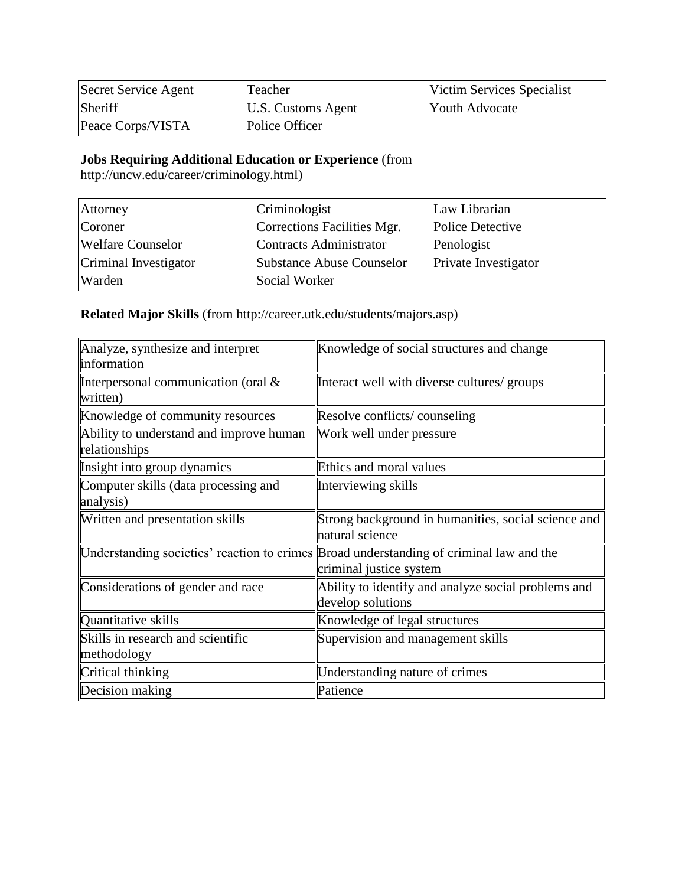| | | |
|---|---|---|
| Secret Service Agent | Teacher | Victim Services Specialist |
| Sheriff | U.S. Customs Agent | Youth Advocate |
| Peace Corps/VISTA | Police Officer | |

**Jobs Requiring Additional Education or Experience** (from http://uncw.edu/career/criminology.html)

| | | |
|---|---|---|
| Attorney | Criminologist | Law Librarian |
| Coroner | Corrections Facilities Mgr. | Police Detective |
| Welfare Counselor | Contracts Administrator | Penologist |
| Criminal Investigator | Substance Abuse Counselor | Private Investigator |
| Warden | Social Worker | |

**Related Major Skills** (from http://career.utk.edu/students/majors.asp)

| | |
|---|---|
| Analyze, synthesize and interpret information | Knowledge of social structures and change |
| Interpersonal communication (oral & written) | Interact well with diverse cultures/ groups |
| Knowledge of community resources | Resolve conflicts/ counseling |
| Ability to understand and improve human relationships | Work well under pressure |
| Insight into group dynamics | Ethics and moral values |
| Computer skills (data processing and analysis) | Interviewing skills |
| Written and presentation skills | Strong background in humanities, social science and natural science |
| Understanding societies' reaction to crimes | Broad understanding of criminal law and the criminal justice system |
| Considerations of gender and race | Ability to identify and analyze social problems and develop solutions |
| Quantitative skills | Knowledge of legal structures |
| Skills in research and scientific methodology | Supervision and management skills |
| Critical thinking | Understanding nature of crimes |
| Decision making | Patience |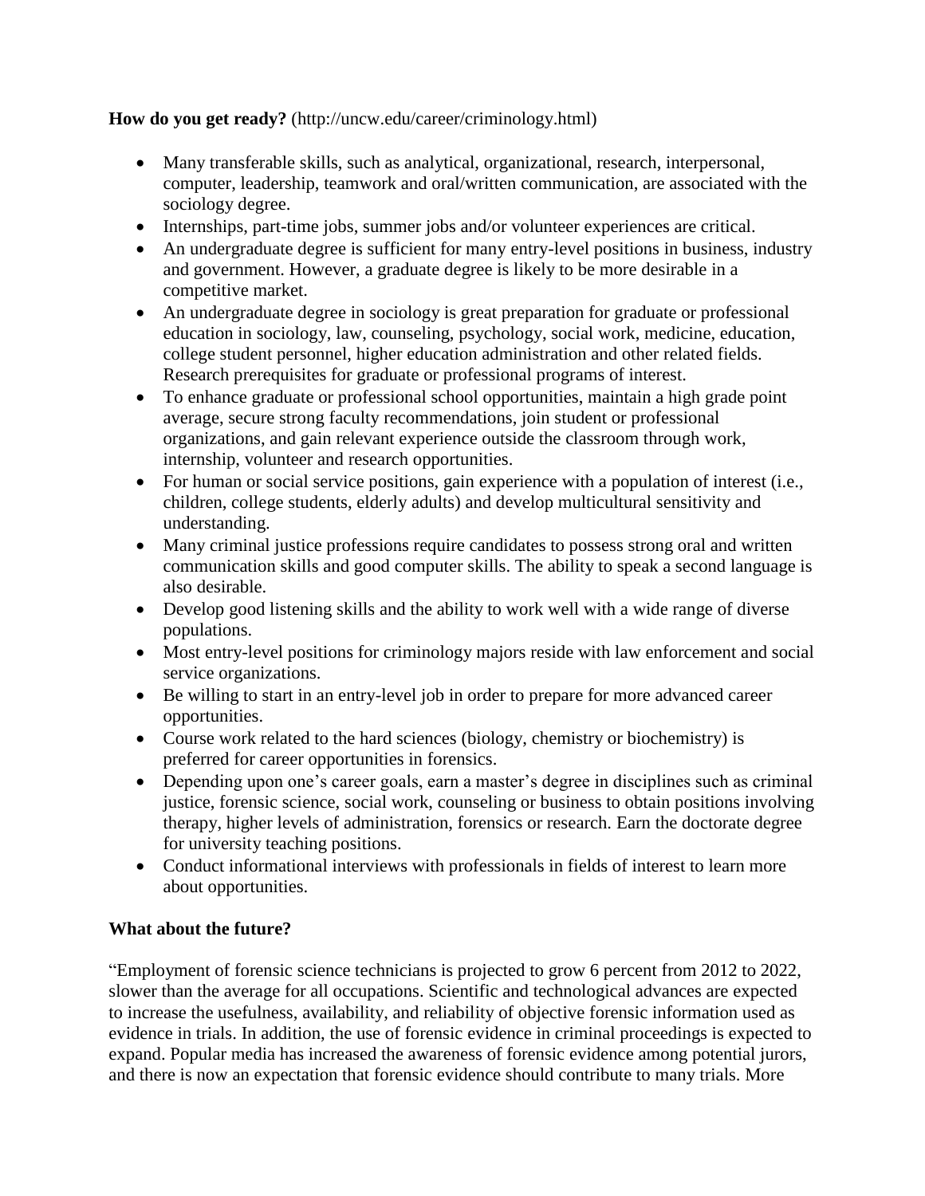**How do you get ready?** (http://uncw.edu/career/criminology.html)

- Many transferable skills, such as analytical, organizational, research, interpersonal, computer, leadership, teamwork and oral/written communication, are associated with the sociology degree.
- Internships, part-time jobs, summer jobs and/or volunteer experiences are critical.
- An undergraduate degree is sufficient for many entry-level positions in business, industry and government. However, a graduate degree is likely to be more desirable in a competitive market.
- An undergraduate degree in sociology is great preparation for graduate or professional education in sociology, law, counseling, psychology, social work, medicine, education, college student personnel, higher education administration and other related fields. Research prerequisites for graduate or professional programs of interest.
- To enhance graduate or professional school opportunities, maintain a high grade point average, secure strong faculty recommendations, join student or professional organizations, and gain relevant experience outside the classroom through work, internship, volunteer and research opportunities.
- For human or social service positions, gain experience with a population of interest (i.e., children, college students, elderly adults) and develop multicultural sensitivity and understanding.
- Many criminal justice professions require candidates to possess strong oral and written communication skills and good computer skills. The ability to speak a second language is also desirable.
- Develop good listening skills and the ability to work well with a wide range of diverse populations.
- Most entry-level positions for criminology majors reside with law enforcement and social service organizations.
- Be willing to start in an entry-level job in order to prepare for more advanced career opportunities.
- Course work related to the hard sciences (biology, chemistry or biochemistry) is preferred for career opportunities in forensics.
- Depending upon one's career goals, earn a master's degree in disciplines such as criminal justice, forensic science, social work, counseling or business to obtain positions involving therapy, higher levels of administration, forensics or research. Earn the doctorate degree for university teaching positions.
- Conduct informational interviews with professionals in fields of interest to learn more about opportunities.

**What about the future?**

"Employment of forensic science technicians is projected to grow 6 percent from 2012 to 2022, slower than the average for all occupations. Scientific and technological advances are expected to increase the usefulness, availability, and reliability of objective forensic information used as evidence in trials. In addition, the use of forensic evidence in criminal proceedings is expected to expand. Popular media has increased the awareness of forensic evidence among potential jurors, and there is now an expectation that forensic evidence should contribute to many trials. More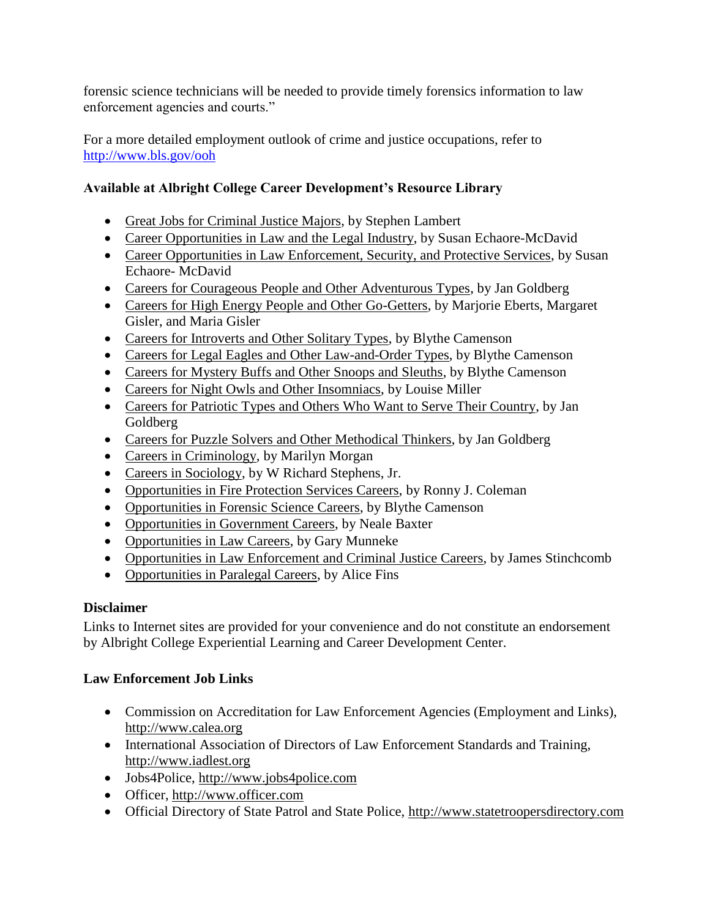forensic science technicians will be needed to provide timely forensics information to law enforcement agencies and courts."

For a more detailed employment outlook of crime and justice occupations, refer to http://www.bls.gov/ooh

**Available at Albright College Career Development's Resource Library**

- Great Jobs for Criminal Justice Majors, by Stephen Lambert
- Career Opportunities in Law and the Legal Industry, by Susan Echaore-McDavid
- Career Opportunities in Law Enforcement, Security, and Protective Services, by Susan Echaore- McDavid
- Careers for Courageous People and Other Adventurous Types, by Jan Goldberg
- Careers for High Energy People and Other Go-Getters, by Marjorie Eberts, Margaret Gisler, and Maria Gisler
- Careers for Introverts and Other Solitary Types, by Blythe Camenson
- Careers for Legal Eagles and Other Law-and-Order Types, by Blythe Camenson
- Careers for Mystery Buffs and Other Snoops and Sleuths, by Blythe Camenson
- Careers for Night Owls and Other Insomniacs, by Louise Miller
- Careers for Patriotic Types and Others Who Want to Serve Their Country, by Jan Goldberg
- Careers for Puzzle Solvers and Other Methodical Thinkers, by Jan Goldberg
- Careers in Criminology, by Marilyn Morgan
- Careers in Sociology, by W Richard Stephens, Jr.
- Opportunities in Fire Protection Services Careers, by Ronny J. Coleman
- Opportunities in Forensic Science Careers, by Blythe Camenson
- Opportunities in Government Careers, by Neale Baxter
- Opportunities in Law Careers, by Gary Munneke
- Opportunities in Law Enforcement and Criminal Justice Careers, by James Stinchcomb
- Opportunities in Paralegal Careers, by Alice Fins

**Disclaimer**

Links to Internet sites are provided for your convenience and do not constitute an endorsement by Albright College Experiential Learning and Career Development Center.

**Law Enforcement Job Links**

- Commission on Accreditation for Law Enforcement Agencies (Employment and Links), http://www.calea.org
- International Association of Directors of Law Enforcement Standards and Training, http://www.iadlest.org
- Jobs4Police, http://www.jobs4police.com
- Officer, http://www.officer.com
- Official Directory of State Patrol and State Police, http://www.statetroopersdirectory.com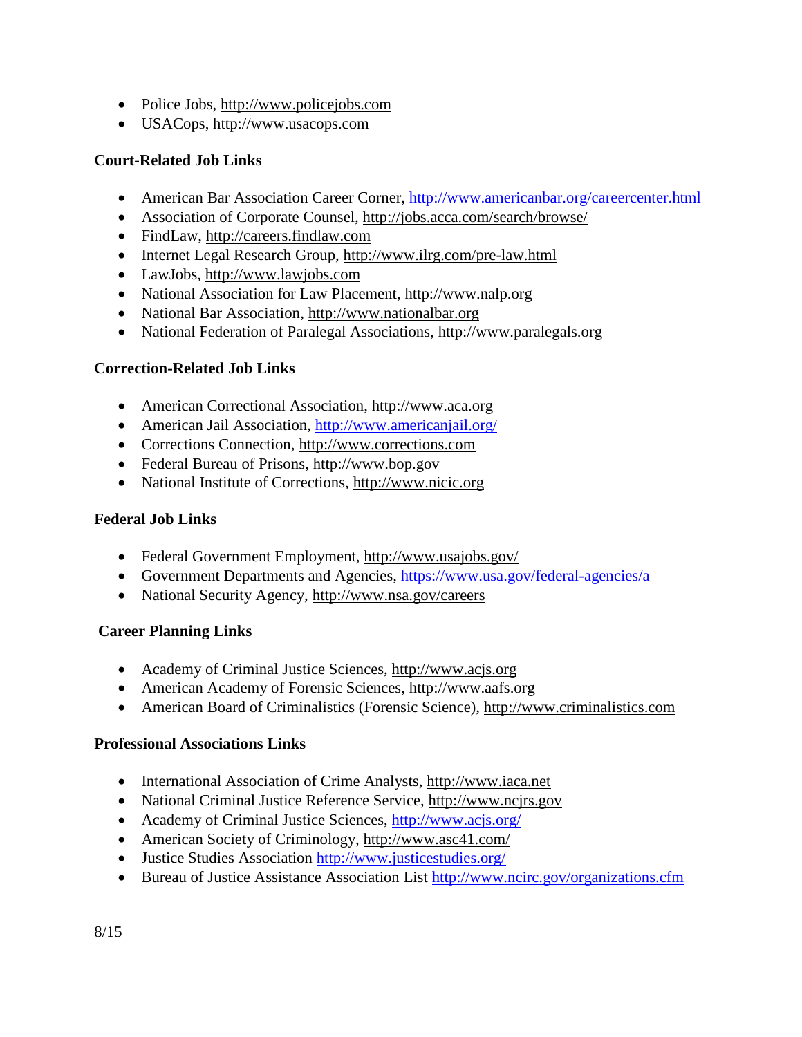- Police Jobs, http://www.policejobs.com
- USACops, http://www.usacops.com

**Court-Related Job Links**

- American Bar Association Career Corner, http://www.americanbar.org/careercenter.html
- Association of Corporate Counsel, http://jobs.acca.com/search/browse/
- FindLaw, http://careers.findlaw.com
- Internet Legal Research Group, http://www.ilrg.com/pre-law.html
- LawJobs, http://www.lawjobs.com
- National Association for Law Placement, http://www.nalp.org
- National Bar Association, http://www.nationalbar.org
- National Federation of Paralegal Associations, http://www.paralegals.org

**Correction-Related Job Links**

- American Correctional Association, http://www.aca.org
- American Jail Association, http://www.americanjail.org/
- Corrections Connection, http://www.corrections.com
- Federal Bureau of Prisons, http://www.bop.gov
- National Institute of Corrections, http://www.nicic.org

**Federal Job Links**

- Federal Government Employment, http://www.usajobs.gov/
- Government Departments and Agencies, https://www.usa.gov/federal-agencies/a
- National Security Agency, http://www.nsa.gov/careers

**Career Planning Links**

- Academy of Criminal Justice Sciences, http://www.acjs.org
- American Academy of Forensic Sciences, http://www.aafs.org
- American Board of Criminalistics (Forensic Science), http://www.criminalistics.com

**Professional Associations Links**

- International Association of Crime Analysts, http://www.iaca.net
- National Criminal Justice Reference Service, http://www.ncjrs.gov
- Academy of Criminal Justice Sciences, http://www.acjs.org/
- American Society of Criminology, http://www.asc41.com/
- Justice Studies Association http://www.justicestudies.org/
- Bureau of Justice Assistance Association List http://www.ncirc.gov/organizations.cfm

8/15